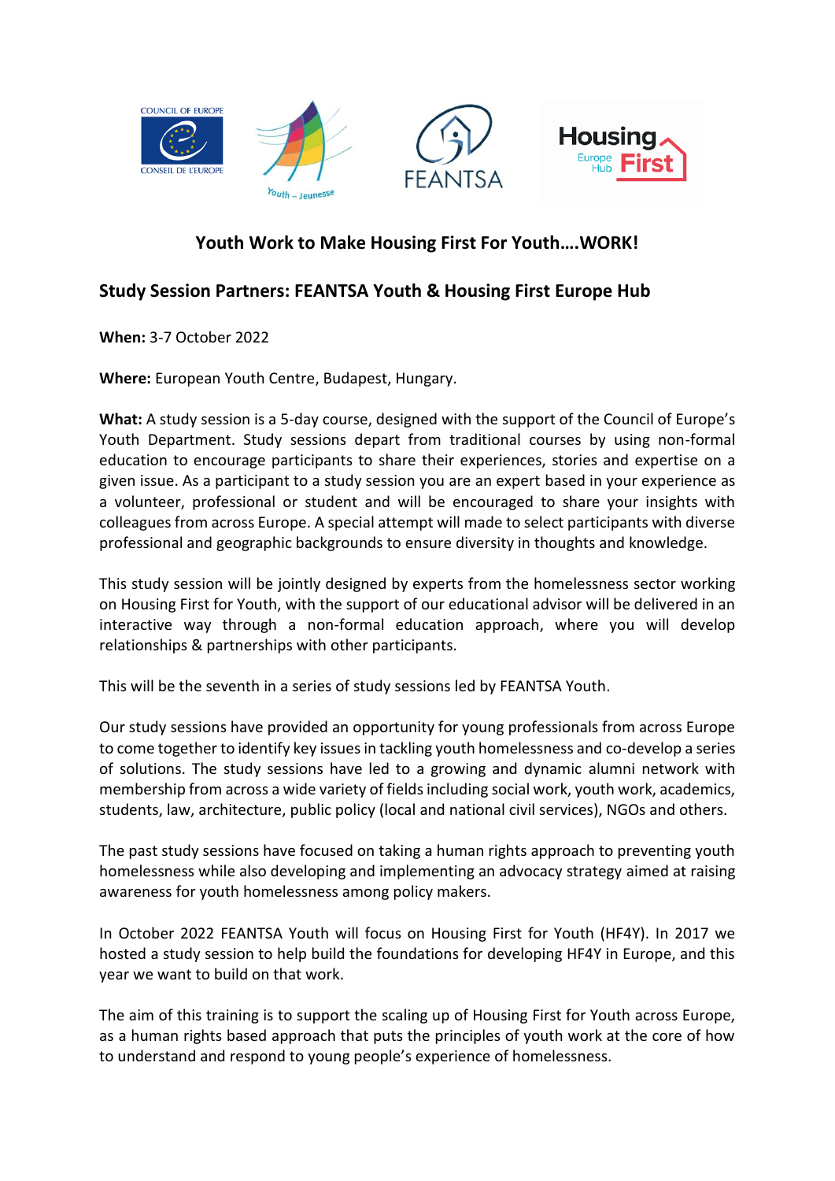# Youth Work to Make Housing First For Youth….WORK!

## Study Session Partners: FEANTSA Youth & Housing First Europe Hub

**When:** 3-7 October 2022

**Where:** European Youth Centre, Budapest, Hungary.

**What:** A study session is a 5-day course, designed with the support of the Council of Europe's Youth Department. Study sessions depart from traditional courses by using non-formal education to encourage participants to share their experiences, stories and expertise on a given issue. As a participant to a study session you are an expert based in your experience as a volunteer, professional or student and will be encouraged to share your insights with colleagues from across Europe. A special attempt will made to select participants with diverse professional and geographic backgrounds to ensure diversity in thoughts and knowledge.

This study session will be jointly designed by experts from the homelessness sector working on Housing First for Youth, with the support of our educational advisor will be delivered in an interactive way through a non-formal education approach, where you will develop relationships & partnerships with other participants.

This will be the seventh in a series of study sessions led by FEANTSA Youth.

Our study sessions have provided an opportunity for young professionals from across Europe to come together to identify key issues in tackling youth homelessness and co-develop a series of solutions. The study sessions have led to a growing and dynamic alumni network with membership from across a wide variety of fields including social work, youth work, academics, students, law, architecture, public policy (local and national civil services), NGOs and others.

The past study sessions have focused on taking a human rights approach to preventing youth homelessness while also developing and implementing an advocacy strategy aimed at raising awareness for youth homelessness among policy makers.

In October 2022 FEANTSA Youth will focus on Housing First for Youth (HF4Y). In 2017 we hosted a study session to help build the foundations for developing HF4Y in Europe, and this year we want to build on that work.

The aim of this training is to support the scaling up of Housing First for Youth across Europe, as a human rights based approach that puts the principles of youth work at the core of how to understand and respond to young people's experience of homelessness.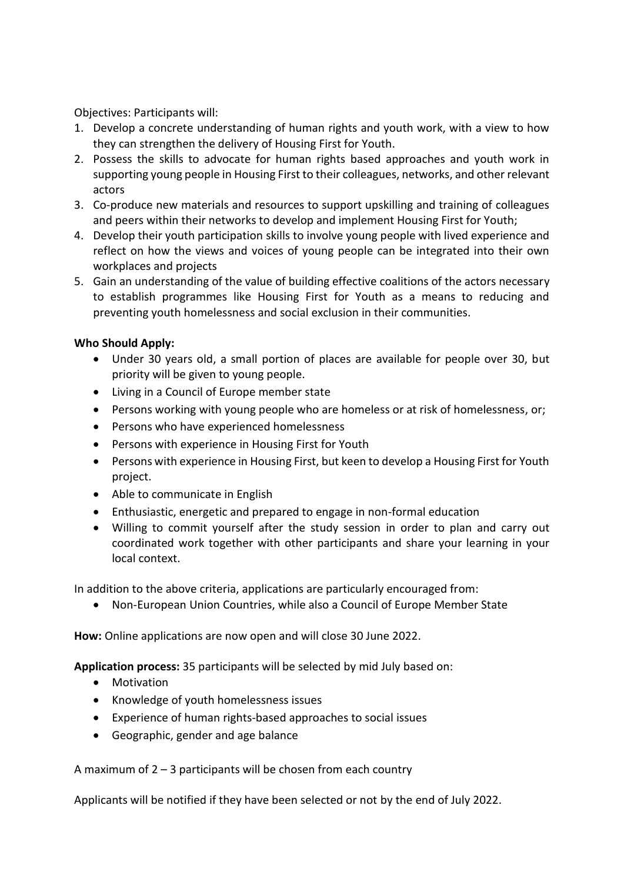Objectives: Participants will:

1. Develop a concrete understanding of human rights and youth work, with a view to how they can strengthen the delivery of Housing First for Youth.
2. Possess the skills to advocate for human rights based approaches and youth work in supporting young people in Housing First to their colleagues, networks, and other relevant actors
3. Co-produce new materials and resources to support upskilling and training of colleagues and peers within their networks to develop and implement Housing First for Youth;
4. Develop their youth participation skills to involve young people with lived experience and reflect on how the views and voices of young people can be integrated into their own workplaces and projects
5. Gain an understanding of the value of building effective coalitions of the actors necessary to establish programmes like Housing First for Youth as a means to reducing and preventing youth homelessness and social exclusion in their communities.

**Who Should Apply:**

- Under 30 years old, a small portion of places are available for people over 30, but priority will be given to young people.
- Living in a Council of Europe member state
- Persons working with young people who are homeless or at risk of homelessness, or;
- Persons who have experienced homelessness
- Persons with experience in Housing First for Youth
- Persons with experience in Housing First, but keen to develop a Housing First for Youth project.
- Able to communicate in English
- Enthusiastic, energetic and prepared to engage in non-formal education
- Willing to commit yourself after the study session in order to plan and carry out coordinated work together with other participants and share your learning in your local context.

In addition to the above criteria, applications are particularly encouraged from:

- Non-European Union Countries, while also a Council of Europe Member State

**How:** Online applications are now open and will close 30 June 2022.

**Application process:** 35 participants will be selected by mid July based on:

- Motivation
- Knowledge of youth homelessness issues
- Experience of human rights-based approaches to social issues
- Geographic, gender and age balance

A maximum of 2 – 3 participants will be chosen from each country

Applicants will be notified if they have been selected or not by the end of July 2022.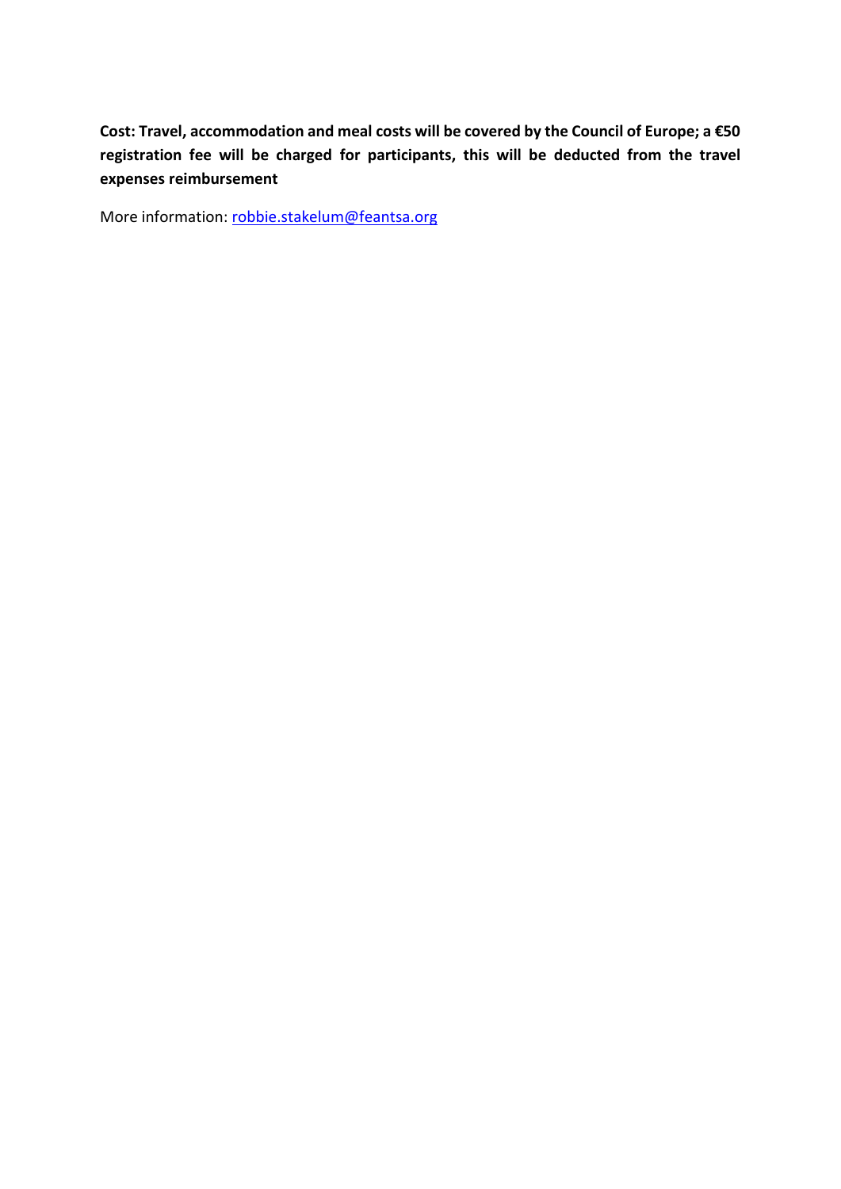**Cost: Travel, accommodation and meal costs will be covered by the Council of Europe; a €50 registration fee will be charged for participants, this will be deducted from the travel expenses reimbursement**

More information: [robbie.stakelum@feantsa.org](mailto:robbie.stakelum@feantsa.org)